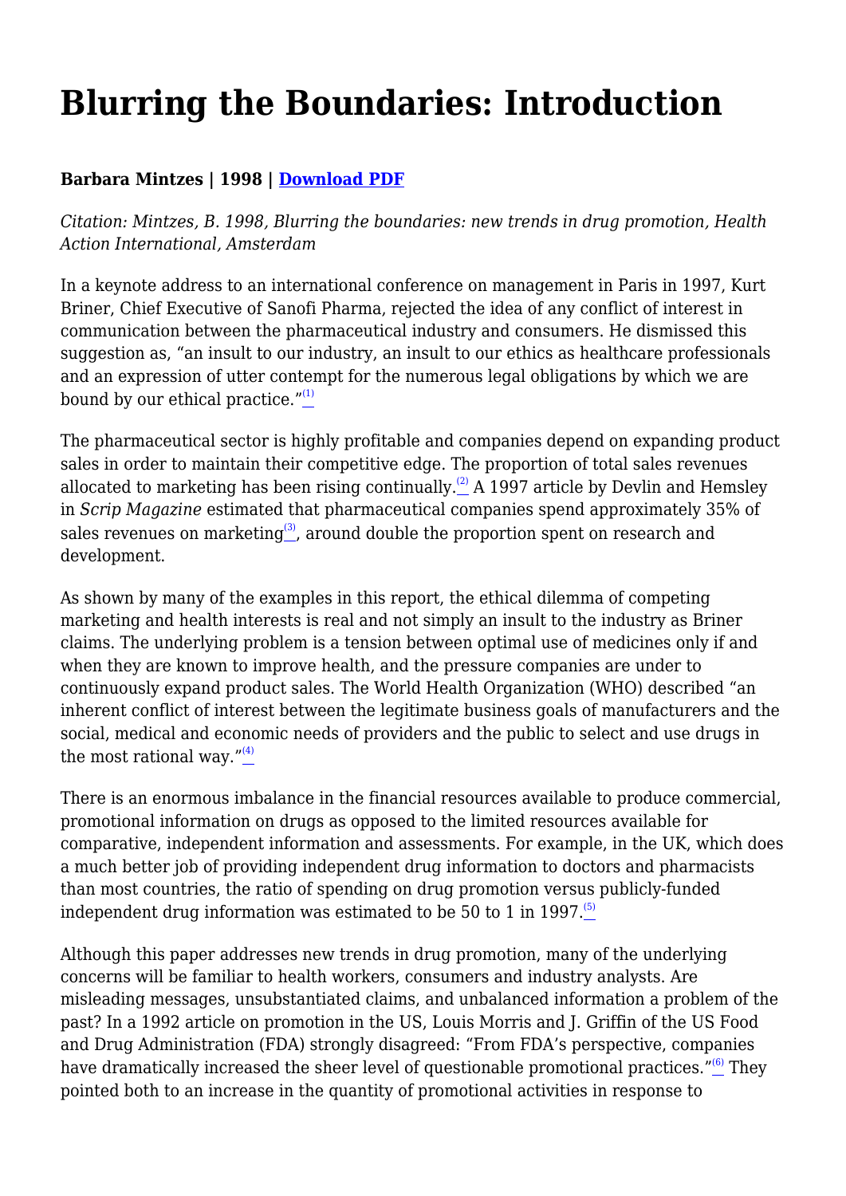# Blurring the Boundaries: Introduction

**Barbara Mintzes | 1998 | Download PDF**

*Citation: Mintzes, B. 1998, Blurring the boundaries: new trends in drug promotion, Health Action International, Amsterdam*

In a keynote address to an international conference on management in Paris in 1997, Kurt Briner, Chief Executive of Sanofi Pharma, rejected the idea of any conflict of interest in communication between the pharmaceutical industry and consumers. He dismissed this suggestion as, "an insult to our industry, an insult to our ethics as healthcare professionals and an expression of utter contempt for the numerous legal obligations by which we are bound by our ethical practice."[(1)]

The pharmaceutical sector is highly profitable and companies depend on expanding product sales in order to maintain their competitive edge. The proportion of total sales revenues allocated to marketing has been rising continually.[(2)] A 1997 article by Devlin and Hemsley in *Scrip Magazine* estimated that pharmaceutical companies spend approximately 35% of sales revenues on marketing[(3)], around double the proportion spent on research and development.

As shown by many of the examples in this report, the ethical dilemma of competing marketing and health interests is real and not simply an insult to the industry as Briner claims. The underlying problem is a tension between optimal use of medicines only if and when they are known to improve health, and the pressure companies are under to continuously expand product sales. The World Health Organization (WHO) described "an inherent conflict of interest between the legitimate business goals of manufacturers and the social, medical and economic needs of providers and the public to select and use drugs in the most rational way."[(4)]

There is an enormous imbalance in the financial resources available to produce commercial, promotional information on drugs as opposed to the limited resources available for comparative, independent information and assessments. For example, in the UK, which does a much better job of providing independent drug information to doctors and pharmacists than most countries, the ratio of spending on drug promotion versus publicly-funded independent drug information was estimated to be 50 to 1 in 1997.[(5)]

Although this paper addresses new trends in drug promotion, many of the underlying concerns will be familiar to health workers, consumers and industry analysts. Are misleading messages, unsubstantiated claims, and unbalanced information a problem of the past? In a 1992 article on promotion in the US, Louis Morris and J. Griffin of the US Food and Drug Administration (FDA) strongly disagreed: "From FDA's perspective, companies have dramatically increased the sheer level of questionable promotional practices."[(6)] They pointed both to an increase in the quantity of promotional activities in response to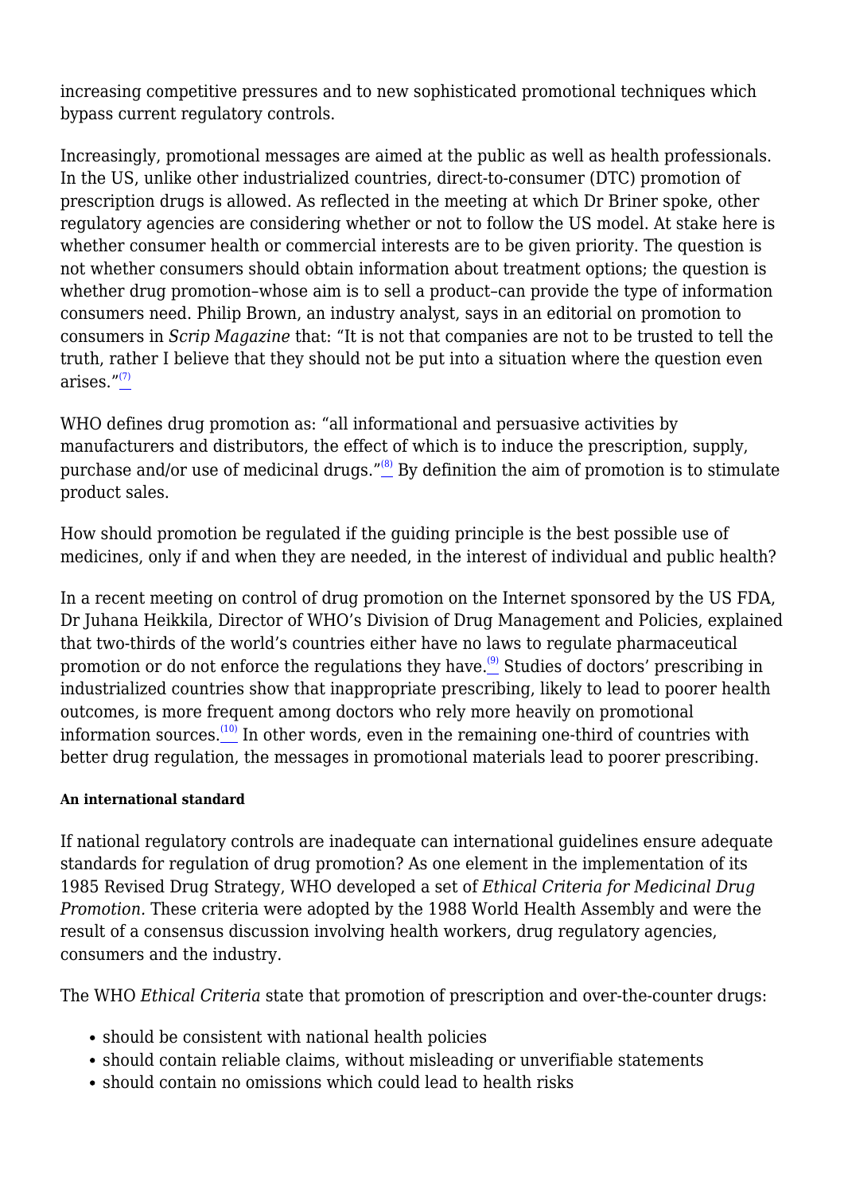increasing competitive pressures and to new sophisticated promotional techniques which bypass current regulatory controls.

Increasingly, promotional messages are aimed at the public as well as health professionals. In the US, unlike other industrialized countries, direct-to-consumer (DTC) promotion of prescription drugs is allowed. As reflected in the meeting at which Dr Briner spoke, other regulatory agencies are considering whether or not to follow the US model. At stake here is whether consumer health or commercial interests are to be given priority. The question is not whether consumers should obtain information about treatment options; the question is whether drug promotion–whose aim is to sell a product–can provide the type of information consumers need. Philip Brown, an industry analyst, says in an editorial on promotion to consumers in *Scrip Magazine* that: “It is not that companies are not to be trusted to tell the truth, rather I believe that they should not be put into a situation where the question even arises.”[7]

WHO defines drug promotion as: “all informational and persuasive activities by manufacturers and distributors, the effect of which is to induce the prescription, supply, purchase and/or use of medicinal drugs.”[8] By definition the aim of promotion is to stimulate product sales.

How should promotion be regulated if the guiding principle is the best possible use of medicines, only if and when they are needed, in the interest of individual and public health?

In a recent meeting on control of drug promotion on the Internet sponsored by the US FDA, Dr Juhana Heikkila, Director of WHO’s Division of Drug Management and Policies, explained that two-thirds of the world’s countries either have no laws to regulate pharmaceutical promotion or do not enforce the regulations they have.[9] Studies of doctors’ prescribing in industrialized countries show that inappropriate prescribing, likely to lead to poorer health outcomes, is more frequent among doctors who rely more heavily on promotional information sources.[10] In other words, even in the remaining one-third of countries with better drug regulation, the messages in promotional materials lead to poorer prescribing.

#### An international standard

If national regulatory controls are inadequate can international guidelines ensure adequate standards for regulation of drug promotion? As one element in the implementation of its 1985 Revised Drug Strategy, WHO developed a set of *Ethical Criteria for Medicinal Drug Promotion.* These criteria were adopted by the 1988 World Health Assembly and were the result of a consensus discussion involving health workers, drug regulatory agencies, consumers and the industry.

The WHO *Ethical Criteria* state that promotion of prescription and over-the-counter drugs:

- should be consistent with national health policies
- should contain reliable claims, without misleading or unverifiable statements
- should contain no omissions which could lead to health risks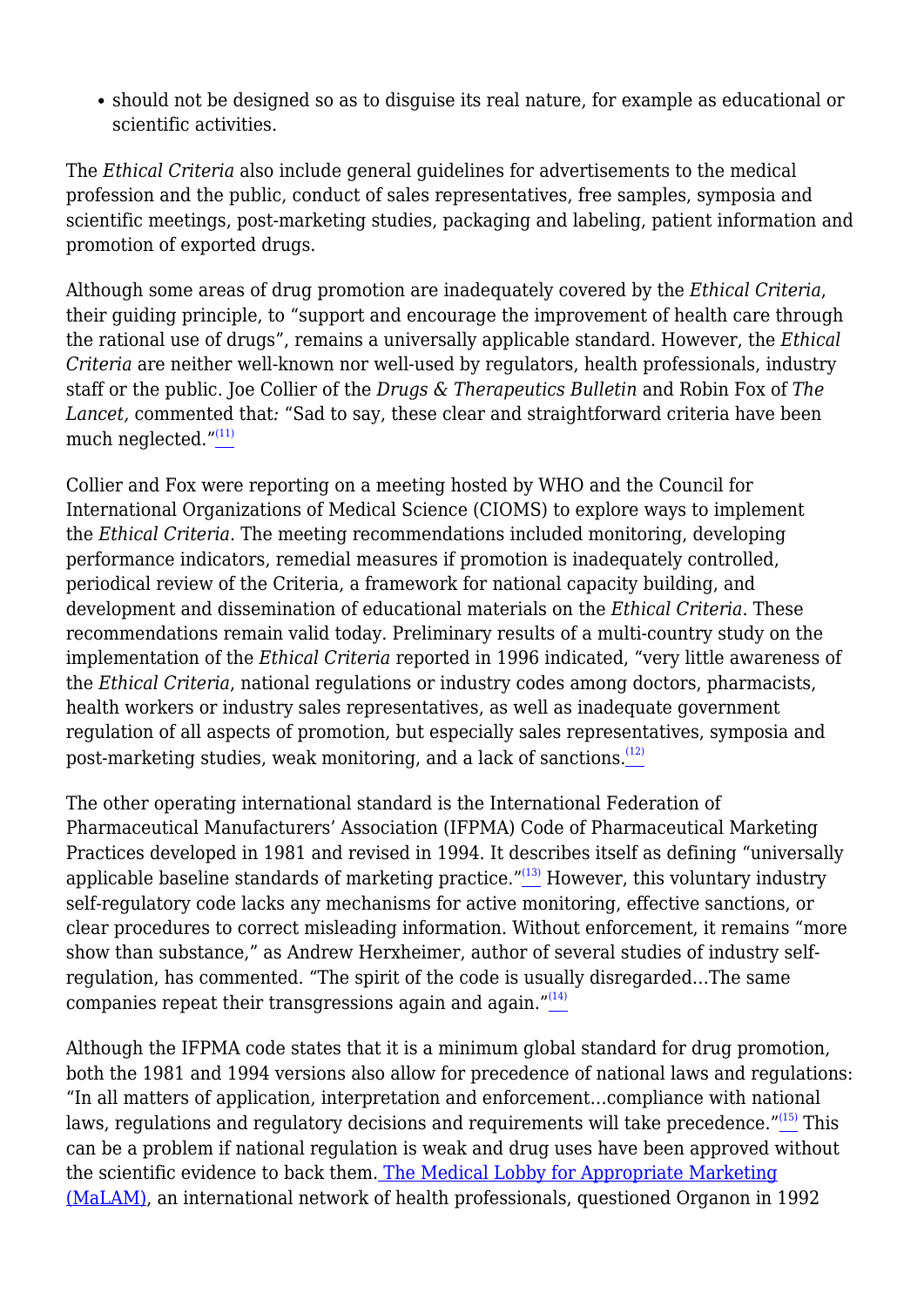- should not be designed so as to disguise its real nature, for example as educational or scientific activities.

The *Ethical Criteria* also include general guidelines for advertisements to the medical profession and the public, conduct of sales representatives, free samples, symposia and scientific meetings, post-marketing studies, packaging and labeling, patient information and promotion of exported drugs.

Although some areas of drug promotion are inadequately covered by the *Ethical Criteria*, their guiding principle, to "support and encourage the improvement of health care through the rational use of drugs", remains a universally applicable standard. However, the *Ethical Criteria* are neither well-known nor well-used by regulators, health professionals, industry staff or the public. Joe Collier of the *Drugs & Therapeutics Bulletin* and Robin Fox of *The Lancet,* commented that*:* "Sad to say, these clear and straightforward criteria have been much neglected."[11]

Collier and Fox were reporting on a meeting hosted by WHO and the Council for International Organizations of Medical Science (CIOMS) to explore ways to implement the *Ethical Criteria*. The meeting recommendations included monitoring, developing performance indicators, remedial measures if promotion is inadequately controlled, periodical review of the Criteria, a framework for national capacity building, and development and dissemination of educational materials on the *Ethical Criteria*. These recommendations remain valid today. Preliminary results of a multi-country study on the implementation of the *Ethical Criteria* reported in 1996 indicated, "very little awareness of the *Ethical Criteria*, national regulations or industry codes among doctors, pharmacists, health workers or industry sales representatives, as well as inadequate government regulation of all aspects of promotion, but especially sales representatives, symposia and post-marketing studies, weak monitoring, and a lack of sanctions.[12]

The other operating international standard is the International Federation of Pharmaceutical Manufacturers' Association (IFPMA) Code of Pharmaceutical Marketing Practices developed in 1981 and revised in 1994. It describes itself as defining "universally applicable baseline standards of marketing practice."[13] However, this voluntary industry self-regulatory code lacks any mechanisms for active monitoring, effective sanctions, or clear procedures to correct misleading information. Without enforcement, it remains "more show than substance," as Andrew Herxheimer, author of several studies of industry self-regulation, has commented. "The spirit of the code is usually disregarded…The same companies repeat their transgressions again and again."[14]

Although the IFPMA code states that it is a minimum global standard for drug promotion, both the 1981 and 1994 versions also allow for precedence of national laws and regulations: "In all matters of application, interpretation and enforcement…compliance with national laws, regulations and regulatory decisions and requirements will take precedence."[15] This can be a problem if national regulation is weak and drug uses have been approved without the scientific evidence to back them. The Medical Lobby for Appropriate Marketing (MaLAM), an international network of health professionals, questioned Organon in 1992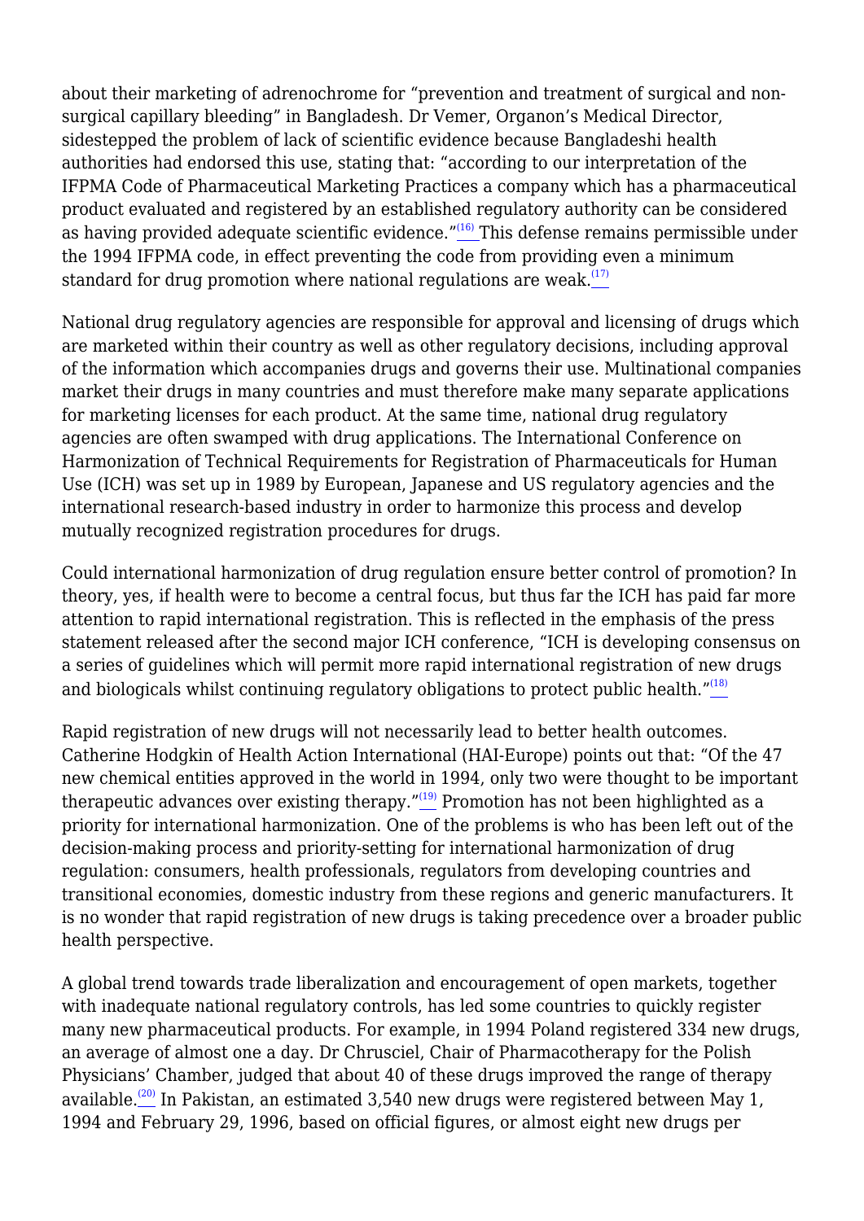about their marketing of adrenochrome for "prevention and treatment of surgical and non-surgical capillary bleeding" in Bangladesh. Dr Vemer, Organon's Medical Director, sidestepped the problem of lack of scientific evidence because Bangladeshi health authorities had endorsed this use, stating that: "according to our interpretation of the IFPMA Code of Pharmaceutical Marketing Practices a company which has a pharmaceutical product evaluated and registered by an established regulatory authority can be considered as having provided adequate scientific evidence."[16] This defense remains permissible under the 1994 IFPMA code, in effect preventing the code from providing even a minimum standard for drug promotion where national regulations are weak.[17]

National drug regulatory agencies are responsible for approval and licensing of drugs which are marketed within their country as well as other regulatory decisions, including approval of the information which accompanies drugs and governs their use. Multinational companies market their drugs in many countries and must therefore make many separate applications for marketing licenses for each product. At the same time, national drug regulatory agencies are often swamped with drug applications. The International Conference on Harmonization of Technical Requirements for Registration of Pharmaceuticals for Human Use (ICH) was set up in 1989 by European, Japanese and US regulatory agencies and the international research-based industry in order to harmonize this process and develop mutually recognized registration procedures for drugs.

Could international harmonization of drug regulation ensure better control of promotion? In theory, yes, if health were to become a central focus, but thus far the ICH has paid far more attention to rapid international registration. This is reflected in the emphasis of the press statement released after the second major ICH conference, "ICH is developing consensus on a series of guidelines which will permit more rapid international registration of new drugs and biologicals whilst continuing regulatory obligations to protect public health."[18]

Rapid registration of new drugs will not necessarily lead to better health outcomes. Catherine Hodgkin of Health Action International (HAI-Europe) points out that: "Of the 47 new chemical entities approved in the world in 1994, only two were thought to be important therapeutic advances over existing therapy."[19] Promotion has not been highlighted as a priority for international harmonization. One of the problems is who has been left out of the decision-making process and priority-setting for international harmonization of drug regulation: consumers, health professionals, regulators from developing countries and transitional economies, domestic industry from these regions and generic manufacturers. It is no wonder that rapid registration of new drugs is taking precedence over a broader public health perspective.

A global trend towards trade liberalization and encouragement of open markets, together with inadequate national regulatory controls, has led some countries to quickly register many new pharmaceutical products. For example, in 1994 Poland registered 334 new drugs, an average of almost one a day. Dr Chrusciel, Chair of Pharmacotherapy for the Polish Physicians' Chamber, judged that about 40 of these drugs improved the range of therapy available.[20] In Pakistan, an estimated 3,540 new drugs were registered between May 1, 1994 and February 29, 1996, based on official figures, or almost eight new drugs per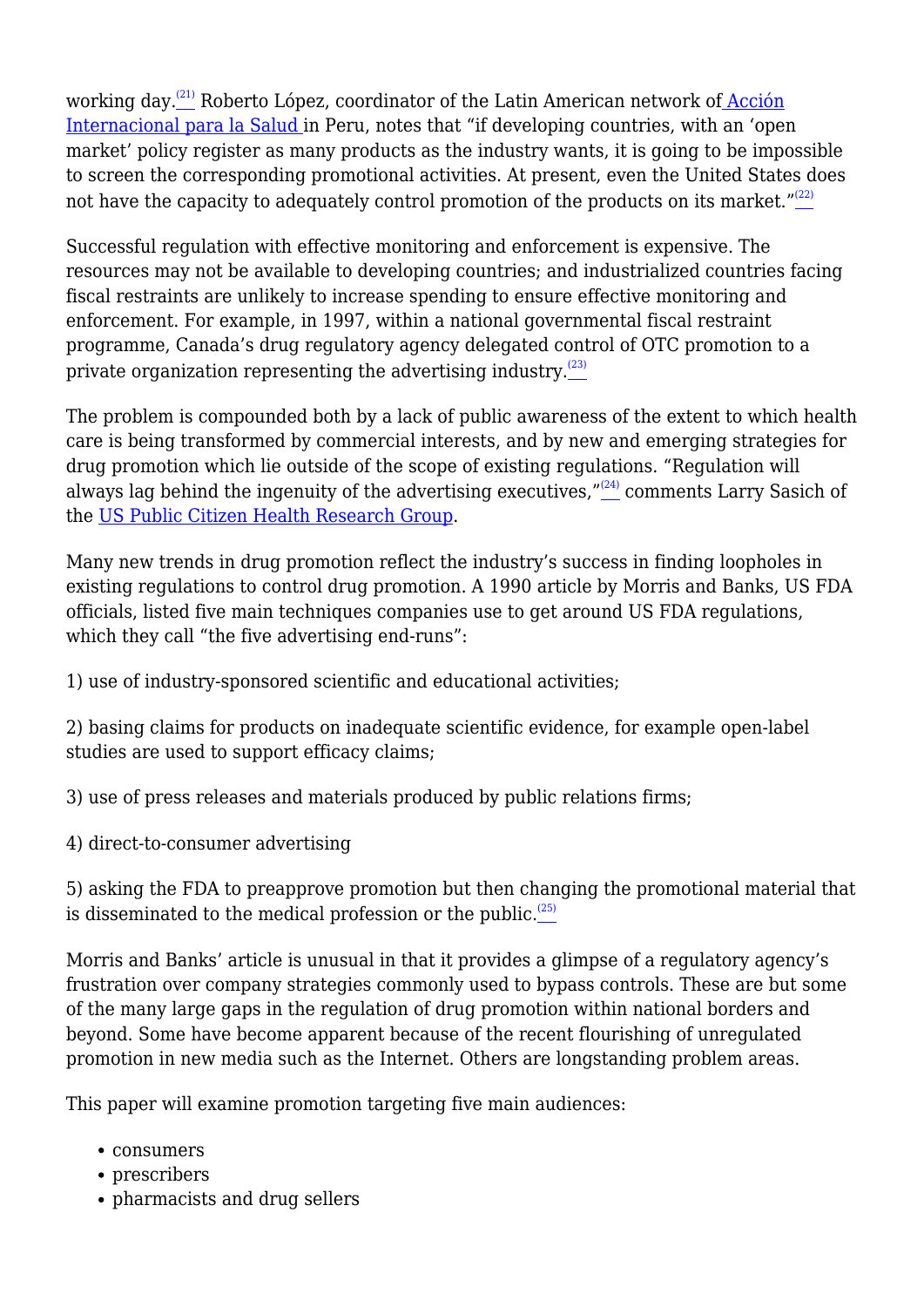working day.[21] Roberto López, coordinator of the Latin American network of [Acción Internacional para la Salud](#) in Peru, notes that "if developing countries, with an 'open market' policy register as many products as the industry wants, it is going to be impossible to screen the corresponding promotional activities. At present, even the United States does not have the capacity to adequately control promotion of the products on its market."[22]

Successful regulation with effective monitoring and enforcement is expensive. The resources may not be available to developing countries; and industrialized countries facing fiscal restraints are unlikely to increase spending to ensure effective monitoring and enforcement. For example, in 1997, within a national governmental fiscal restraint programme, Canada's drug regulatory agency delegated control of OTC promotion to a private organization representing the advertising industry.[23]

The problem is compounded both by a lack of public awareness of the extent to which health care is being transformed by commercial interests, and by new and emerging strategies for drug promotion which lie outside of the scope of existing regulations. "Regulation will always lag behind the ingenuity of the advertising executives,"[24] comments Larry Sasich of the [US Public Citizen Health Research Group](#).

Many new trends in drug promotion reflect the industry's success in finding loopholes in existing regulations to control drug promotion. A 1990 article by Morris and Banks, US FDA officials, listed five main techniques companies use to get around US FDA regulations, which they call "the five advertising end-runs":

1) use of industry-sponsored scientific and educational activities;

2) basing claims for products on inadequate scientific evidence, for example open-label studies are used to support efficacy claims;

3) use of press releases and materials produced by public relations firms;

4) direct-to-consumer advertising

5) asking the FDA to preapprove promotion but then changing the promotional material that is disseminated to the medical profession or the public.[25]

Morris and Banks' article is unusual in that it provides a glimpse of a regulatory agency's frustration over company strategies commonly used to bypass controls. These are but some of the many large gaps in the regulation of drug promotion within national borders and beyond. Some have become apparent because of the recent flourishing of unregulated promotion in new media such as the Internet. Others are longstanding problem areas.

This paper will examine promotion targeting five main audiences:

- consumers
- prescribers
- pharmacists and drug sellers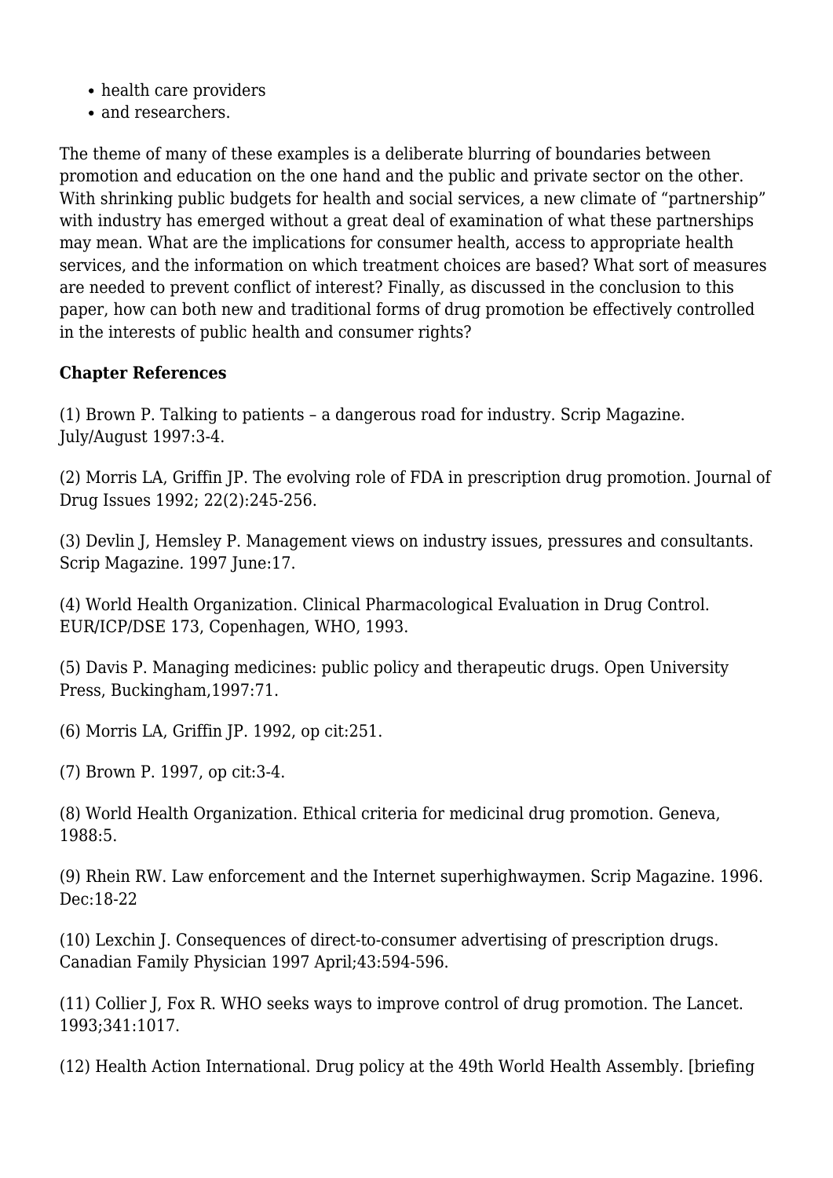- health care providers
- and researchers.

The theme of many of these examples is a deliberate blurring of boundaries between promotion and education on the one hand and the public and private sector on the other. With shrinking public budgets for health and social services, a new climate of "partnership" with industry has emerged without a great deal of examination of what these partnerships may mean. What are the implications for consumer health, access to appropriate health services, and the information on which treatment choices are based? What sort of measures are needed to prevent conflict of interest? Finally, as discussed in the conclusion to this paper, how can both new and traditional forms of drug promotion be effectively controlled in the interests of public health and consumer rights?

**Chapter References**

(1) Brown P. Talking to patients – a dangerous road for industry. Scrip Magazine. July/August 1997:3-4.

(2) Morris LA, Griffin JP. The evolving role of FDA in prescription drug promotion. Journal of Drug Issues 1992; 22(2):245-256.

(3) Devlin J, Hemsley P. Management views on industry issues, pressures and consultants. Scrip Magazine. 1997 June:17.

(4) World Health Organization. Clinical Pharmacological Evaluation in Drug Control. EUR/ICP/DSE 173, Copenhagen, WHO, 1993.

(5) Davis P. Managing medicines: public policy and therapeutic drugs. Open University Press, Buckingham,1997:71.

(6) Morris LA, Griffin JP. 1992, op cit:251.

(7) Brown P. 1997, op cit:3-4.

(8) World Health Organization. Ethical criteria for medicinal drug promotion. Geneva, 1988:5.

(9) Rhein RW. Law enforcement and the Internet superhighwaymen. Scrip Magazine. 1996. Dec:18-22

(10) Lexchin J. Consequences of direct-to-consumer advertising of prescription drugs. Canadian Family Physician 1997 April;43:594-596.

(11) Collier J, Fox R. WHO seeks ways to improve control of drug promotion. The Lancet. 1993;341:1017.

(12) Health Action International. Drug policy at the 49th World Health Assembly. [briefing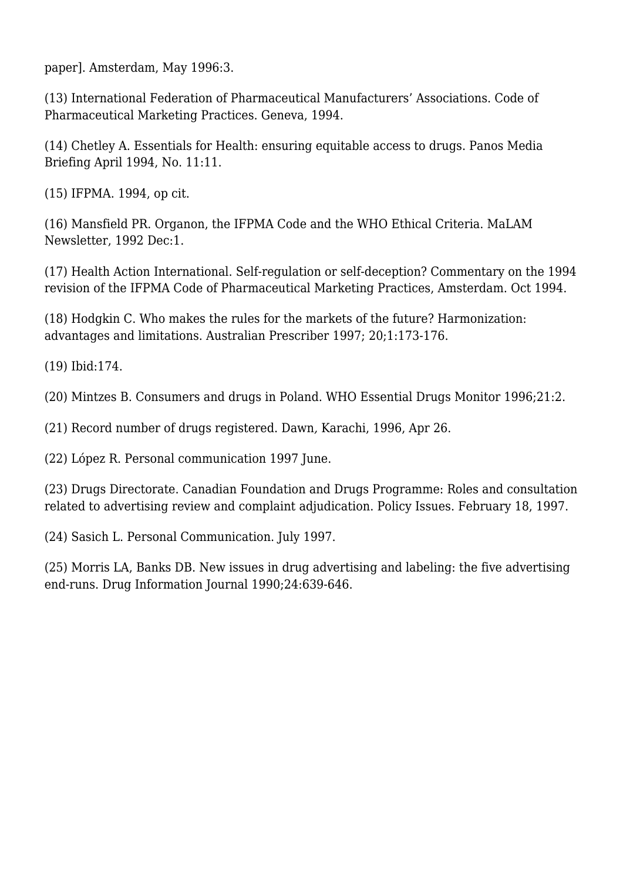paper]. Amsterdam, May 1996:3.

(13) International Federation of Pharmaceutical Manufacturers’ Associations. Code of Pharmaceutical Marketing Practices. Geneva, 1994.

(14) Chetley A. Essentials for Health: ensuring equitable access to drugs. Panos Media Briefing April 1994, No. 11:11.

(15) IFPMA. 1994, op cit.

(16) Mansfield PR. Organon, the IFPMA Code and the WHO Ethical Criteria. MaLAM Newsletter, 1992 Dec:1.

(17) Health Action International. Self-regulation or self-deception? Commentary on the 1994 revision of the IFPMA Code of Pharmaceutical Marketing Practices, Amsterdam. Oct 1994.

(18) Hodgkin C. Who makes the rules for the markets of the future? Harmonization: advantages and limitations. Australian Prescriber 1997; 20;1:173-176.

(19) Ibid:174.

(20) Mintzes B. Consumers and drugs in Poland. WHO Essential Drugs Monitor 1996;21:2.

(21) Record number of drugs registered. Dawn, Karachi, 1996, Apr 26.

(22) López R. Personal communication 1997 June.

(23) Drugs Directorate. Canadian Foundation and Drugs Programme: Roles and consultation related to advertising review and complaint adjudication. Policy Issues. February 18, 1997.

(24) Sasich L. Personal Communication. July 1997.

(25) Morris LA, Banks DB. New issues in drug advertising and labeling: the five advertising end-runs. Drug Information Journal 1990;24:639-646.